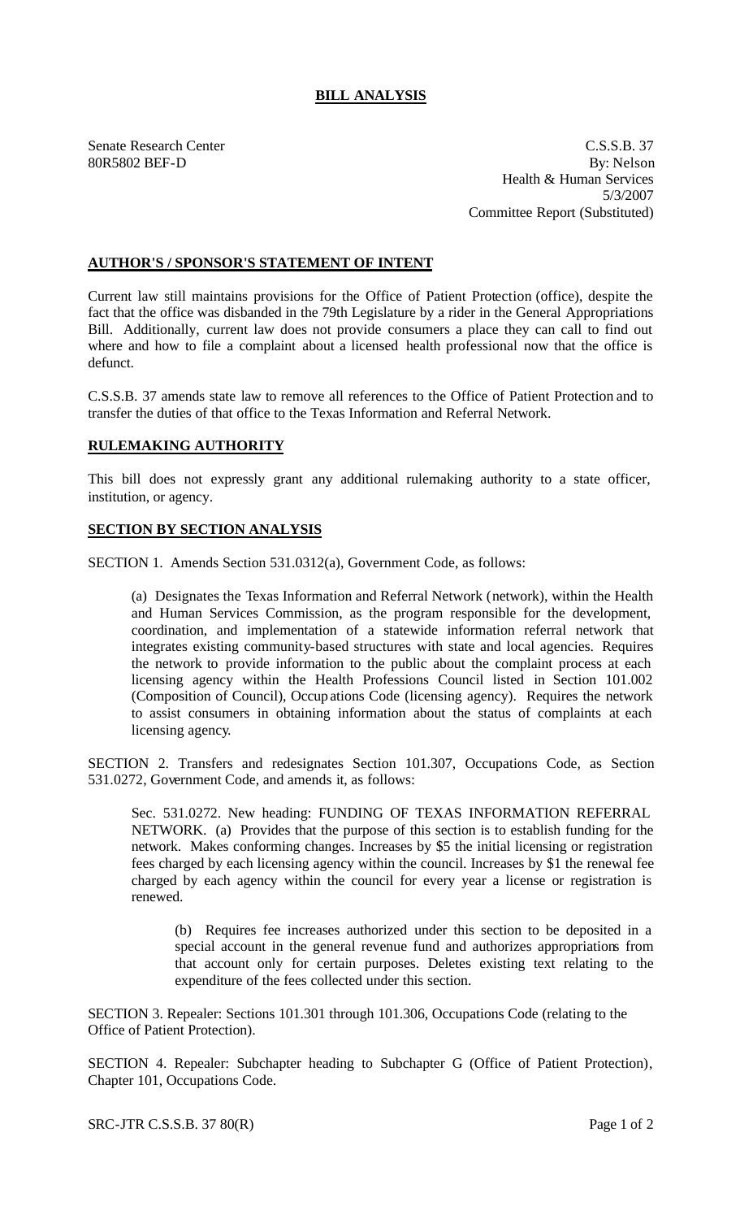# BILL ANALYSIS

Senate Research Center
80R5802 BEF-D

C.S.S.B. 37
By: Nelson
Health & Human Services
5/3/2007
Committee Report (Substituted)

## AUTHOR'S / SPONSOR'S STATEMENT OF INTENT

Current law still maintains provisions for the Office of Patient Protection (office), despite the fact that the office was disbanded in the 79th Legislature by a rider in the General Appropriations Bill. Additionally, current law does not provide consumers a place they can call to find out where and how to file a complaint about a licensed health professional now that the office is defunct.

C.S.S.B. 37 amends state law to remove all references to the Office of Patient Protection and to transfer the duties of that office to the Texas Information and Referral Network.

## RULEMAKING AUTHORITY

This bill does not expressly grant any additional rulemaking authority to a state officer, institution, or agency.

## SECTION BY SECTION ANALYSIS

SECTION 1. Amends Section 531.0312(a), Government Code, as follows:

(a) Designates the Texas Information and Referral Network (network), within the Health and Human Services Commission, as the program responsible for the development, coordination, and implementation of a statewide information referral network that integrates existing community-based structures with state and local agencies. Requires the network to provide information to the public about the complaint process at each licensing agency within the Health Professions Council listed in Section 101.002 (Composition of Council), Occupations Code (licensing agency). Requires the network to assist consumers in obtaining information about the status of complaints at each licensing agency.

SECTION 2. Transfers and redesignates Section 101.307, Occupations Code, as Section 531.0272, Government Code, and amends it, as follows:

Sec. 531.0272. New heading: FUNDING OF TEXAS INFORMATION REFERRAL NETWORK. (a) Provides that the purpose of this section is to establish funding for the network. Makes conforming changes. Increases by $5 the initial licensing or registration fees charged by each licensing agency within the council. Increases by $1 the renewal fee charged by each agency within the council for every year a license or registration is renewed.

(b) Requires fee increases authorized under this section to be deposited in a special account in the general revenue fund and authorizes appropriations from that account only for certain purposes. Deletes existing text relating to the expenditure of the fees collected under this section.

SECTION 3. Repealer: Sections 101.301 through 101.306, Occupations Code (relating to the Office of Patient Protection).

SECTION 4. Repealer: Subchapter heading to Subchapter G (Office of Patient Protection), Chapter 101, Occupations Code.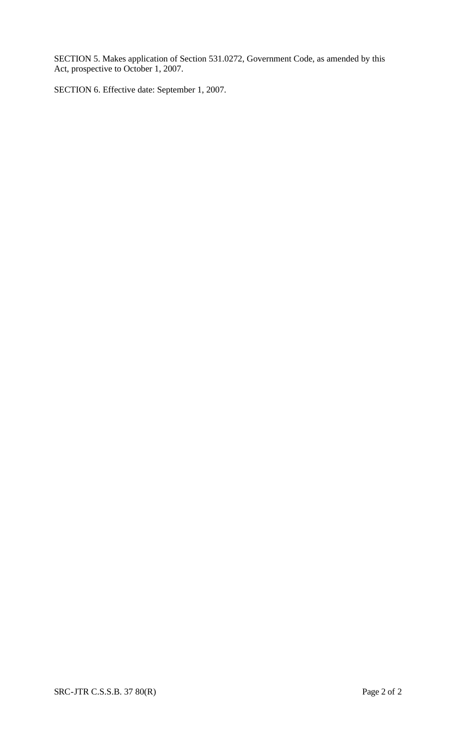SECTION 5. Makes application of Section 531.0272, Government Code, as amended by this Act, prospective to October 1, 2007.

SECTION 6. Effective date: September 1, 2007.